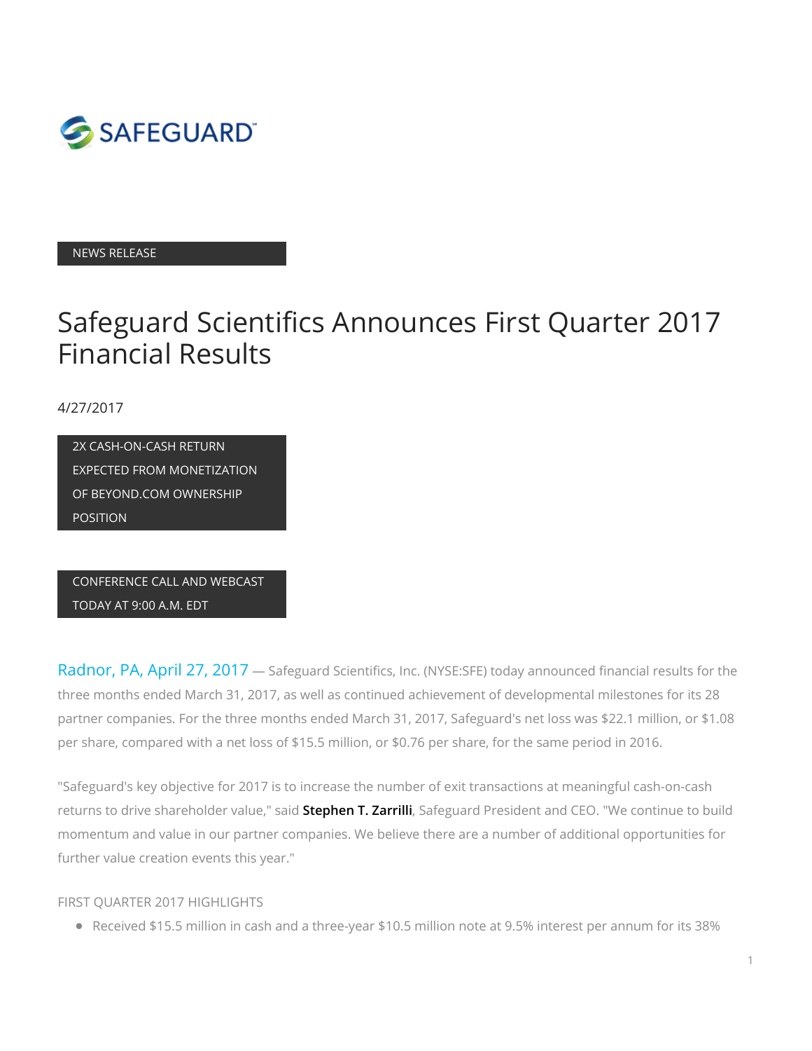SAFEGUARD

NEWS RELEASE

# Safeguard Scientifics Announces First Quarter 2017 Financial Results

4/27/2017

2X CASH-ON-CASH RETURN EXPECTED FROM MONETIZATION OF BEYOND.COM OWNERSHIP POSITION

CONFERENCE CALL AND WEBCAST TODAY AT 9:00 A.M. EDT

Radnor, PA, April 27, 2017 — Safeguard Scientifics, Inc. (NYSE:SFE) today announced financial results for the three months ended March 31, 2017, as well as continued achievement of developmental milestones for its 28 partner companies. For the three months ended March 31, 2017, Safeguard's net loss was $22.1 million, or $1.08 per share, compared with a net loss of $15.5 million, or $0.76 per share, for the same period in 2016.

"Safeguard's key objective for 2017 is to increase the number of exit transactions at meaningful cash-on-cash returns to drive shareholder value," said **Stephen T. Zarrilli**, Safeguard President and CEO. "We continue to build momentum and value in our partner companies. We believe there are a number of additional opportunities for further value creation events this year."

FIRST QUARTER 2017 HIGHLIGHTS

- Received $15.5 million in cash and a three-year $10.5 million note at 9.5% interest per annum for its 38%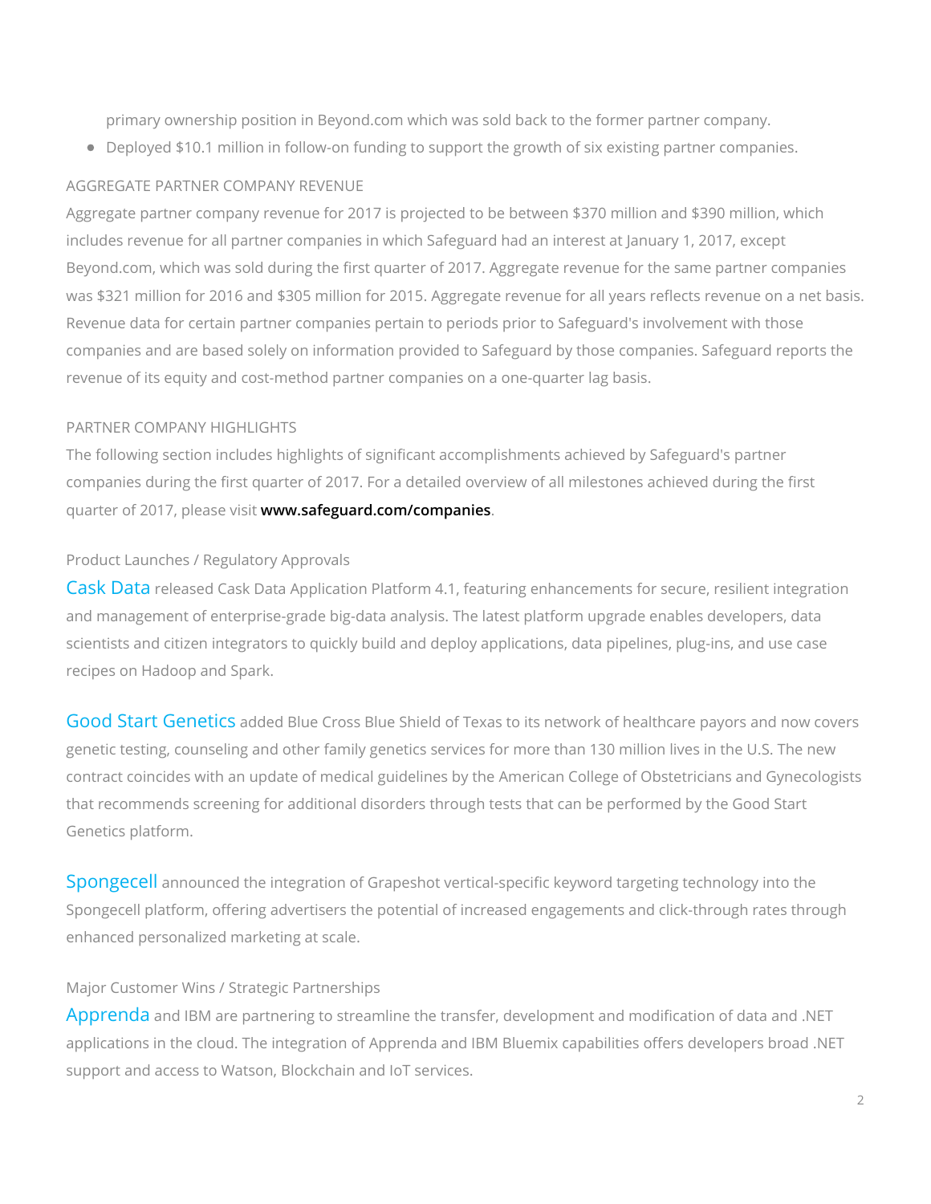primary ownership position in Beyond.com which was sold back to the former partner company.

- Deployed $10.1 million in follow-on funding to support the growth of six existing partner companies.

AGGREGATE PARTNER COMPANY REVENUE

Aggregate partner company revenue for 2017 is projected to be between $370 million and $390 million, which includes revenue for all partner companies in which Safeguard had an interest at January 1, 2017, except Beyond.com, which was sold during the first quarter of 2017. Aggregate revenue for the same partner companies was $321 million for 2016 and $305 million for 2015. Aggregate revenue for all years reflects revenue on a net basis. Revenue data for certain partner companies pertain to periods prior to Safeguard's involvement with those companies and are based solely on information provided to Safeguard by those companies. Safeguard reports the revenue of its equity and cost-method partner companies on a one-quarter lag basis.

PARTNER COMPANY HIGHLIGHTS

The following section includes highlights of significant accomplishments achieved by Safeguard's partner companies during the first quarter of 2017. For a detailed overview of all milestones achieved during the first quarter of 2017, please visit **www.safeguard.com/companies**.

Product Launches / Regulatory Approvals

Cask Data released Cask Data Application Platform 4.1, featuring enhancements for secure, resilient integration and management of enterprise-grade big-data analysis. The latest platform upgrade enables developers, data scientists and citizen integrators to quickly build and deploy applications, data pipelines, plug-ins, and use case recipes on Hadoop and Spark.

Good Start Genetics added Blue Cross Blue Shield of Texas to its network of healthcare payors and now covers genetic testing, counseling and other family genetics services for more than 130 million lives in the U.S. The new contract coincides with an update of medical guidelines by the American College of Obstetricians and Gynecologists that recommends screening for additional disorders through tests that can be performed by the Good Start Genetics platform.

Spongecell announced the integration of Grapeshot vertical-specific keyword targeting technology into the Spongecell platform, offering advertisers the potential of increased engagements and click-through rates through enhanced personalized marketing at scale.

Major Customer Wins / Strategic Partnerships

Apprenda and IBM are partnering to streamline the transfer, development and modification of data and .NET applications in the cloud. The integration of Apprenda and IBM Bluemix capabilities offers developers broad .NET support and access to Watson, Blockchain and IoT services.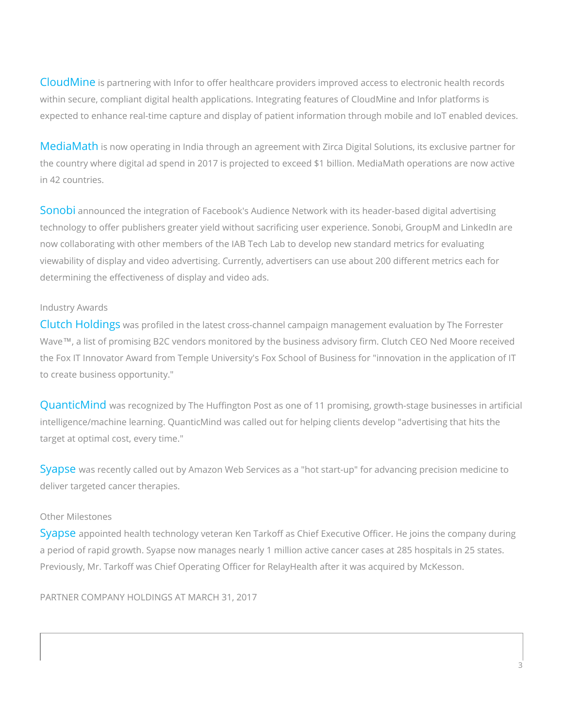**CloudMine** is partnering with Infor to offer healthcare providers improved access to electronic health records within secure, compliant digital health applications. Integrating features of CloudMine and Infor platforms is expected to enhance real-time capture and display of patient information through mobile and IoT enabled devices.

**MediaMath** is now operating in India through an agreement with Zirca Digital Solutions, its exclusive partner for the country where digital ad spend in 2017 is projected to exceed $1 billion. MediaMath operations are now active in 42 countries.

**Sonobi** announced the integration of Facebook's Audience Network with its header-based digital advertising technology to offer publishers greater yield without sacrificing user experience. Sonobi, GroupM and LinkedIn are now collaborating with other members of the IAB Tech Lab to develop new standard metrics for evaluating viewability of display and video advertising. Currently, advertisers can use about 200 different metrics each for determining the effectiveness of display and video ads.

### Industry Awards

**Clutch Holdings** was profiled in the latest cross-channel campaign management evaluation by The Forrester Wave™, a list of promising B2C vendors monitored by the business advisory firm. Clutch CEO Ned Moore received the Fox IT Innovator Award from Temple University's Fox School of Business for "innovation in the application of IT to create business opportunity."

**QuanticMind** was recognized by The Huffington Post as one of 11 promising, growth-stage businesses in artificial intelligence/machine learning. QuanticMind was called out for helping clients develop "advertising that hits the target at optimal cost, every time."

**Syapse** was recently called out by Amazon Web Services as a "hot start-up" for advancing precision medicine to deliver targeted cancer therapies.

### Other Milestones

**Syapse** appointed health technology veteran Ken Tarkoff as Chief Executive Officer. He joins the company during a period of rapid growth. Syapse now manages nearly 1 million active cancer cases at 285 hospitals in 25 states. Previously, Mr. Tarkoff was Chief Operating Officer for RelayHealth after it was acquired by McKesson.

### PARTNER COMPANY HOLDINGS AT MARCH 31, 2017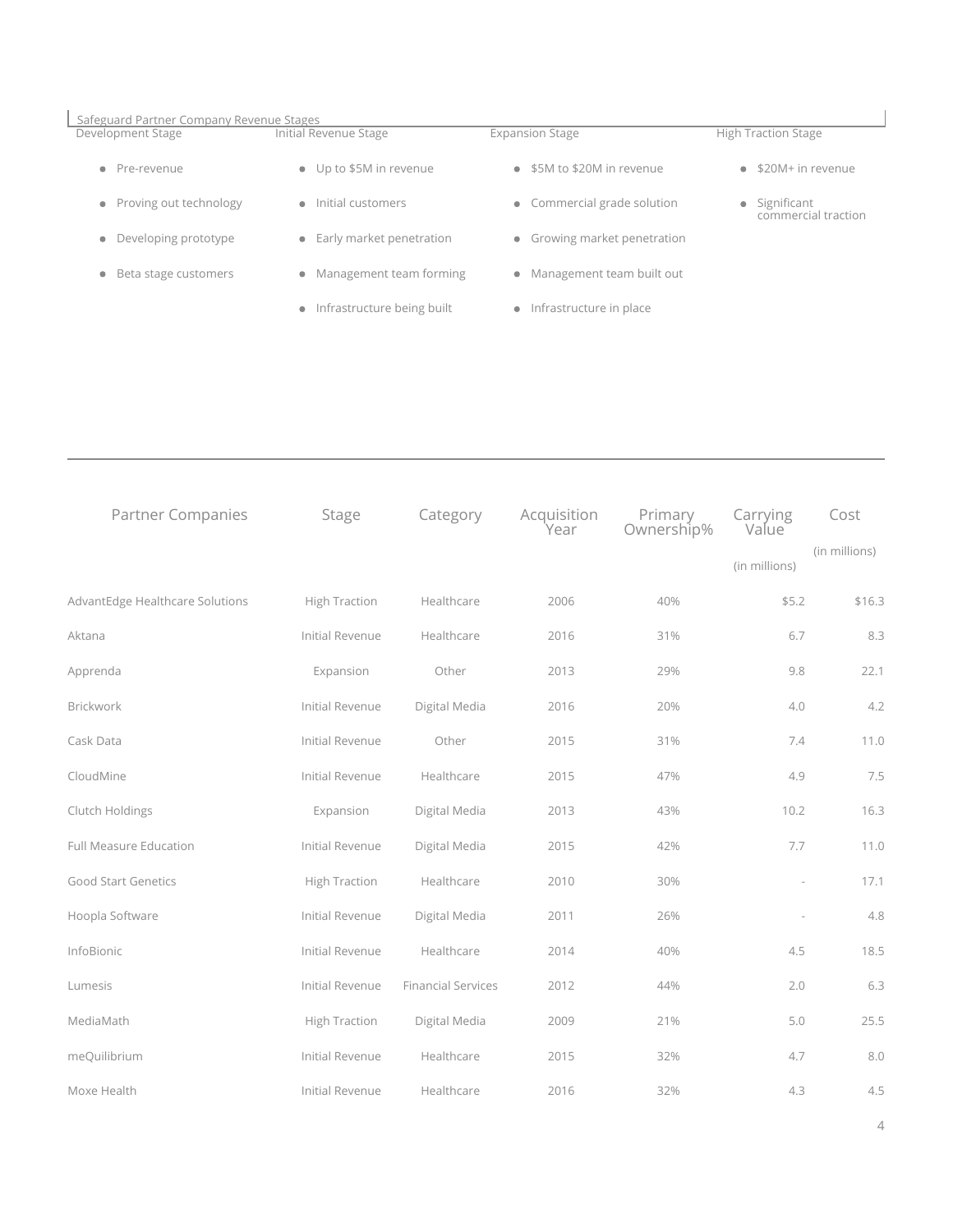## Safeguard Partner Company Revenue Stages

| Development Stage | Initial Revenue Stage | Expansion Stage | High Traction Stage |
|---|---|---|---|
| Pre-revenue | Up to $5M in revenue | $5M to $20M in revenue | $20M+ in revenue |
| Proving out technology | Initial customers | Commercial grade solution | Significant commercial traction |
| Developing prototype | Early market penetration | Growing market penetration | |
| Beta stage customers | Management team forming | Management team built out | |
| | Infrastructure being built | Infrastructure in place | |

| Partner Companies | Stage | Category | Acquisition Year | Primary Ownership% | Carrying Value (in millions) | Cost (in millions) |
|---|---|---|---|---|---|---|
| AdvantEdge Healthcare Solutions | High Traction | Healthcare | 2006 | 40% | $5.2 | $16.3 |
| Aktana | Initial Revenue | Healthcare | 2016 | 31% | 6.7 | 8.3 |
| Apprenda | Expansion | Other | 2013 | 29% | 9.8 | 22.1 |
| Brickwork | Initial Revenue | Digital Media | 2016 | 20% | 4.0 | 4.2 |
| Cask Data | Initial Revenue | Other | 2015 | 31% | 7.4 | 11.0 |
| CloudMine | Initial Revenue | Healthcare | 2015 | 47% | 4.9 | 7.5 |
| Clutch Holdings | Expansion | Digital Media | 2013 | 43% | 10.2 | 16.3 |
| Full Measure Education | Initial Revenue | Digital Media | 2015 | 42% | 7.7 | 11.0 |
| Good Start Genetics | High Traction | Healthcare | 2010 | 30% | - | 17.1 |
| Hoopla Software | Initial Revenue | Digital Media | 2011 | 26% | - | 4.8 |
| InfoBionic | Initial Revenue | Healthcare | 2014 | 40% | 4.5 | 18.5 |
| Lumesis | Initial Revenue | Financial Services | 2012 | 44% | 2.0 | 6.3 |
| MediaMath | High Traction | Digital Media | 2009 | 21% | 5.0 | 25.5 |
| meQuilibrium | Initial Revenue | Healthcare | 2015 | 32% | 4.7 | 8.0 |
| Moxe Health | Initial Revenue | Healthcare | 2016 | 32% | 4.3 | 4.5 |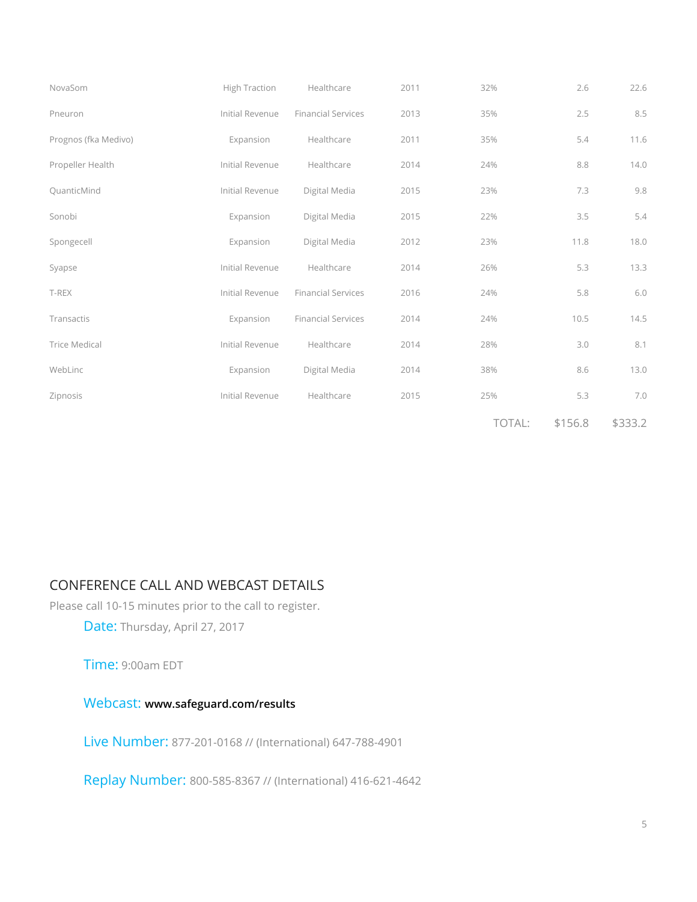| | | | | | | |
|---|---|---|---|---|---|---|
| NovaSom | High Traction | Healthcare | 2011 | 32% | 2.6 | 22.6 |
| Pneuron | Initial Revenue | Financial Services | 2013 | 35% | 2.5 | 8.5 |
| Prognos (fka Medivo) | Expansion | Healthcare | 2011 | 35% | 5.4 | 11.6 |
| Propeller Health | Initial Revenue | Healthcare | 2014 | 24% | 8.8 | 14.0 |
| QuanticMind | Initial Revenue | Digital Media | 2015 | 23% | 7.3 | 9.8 |
| Sonobi | Expansion | Digital Media | 2015 | 22% | 3.5 | 5.4 |
| Spongecell | Expansion | Digital Media | 2012 | 23% | 11.8 | 18.0 |
| Syapse | Initial Revenue | Healthcare | 2014 | 26% | 5.3 | 13.3 |
| T-REX | Initial Revenue | Financial Services | 2016 | 24% | 5.8 | 6.0 |
| Transactis | Expansion | Financial Services | 2014 | 24% | 10.5 | 14.5 |
| Trice Medical | Initial Revenue | Healthcare | 2014 | 28% | 3.0 | 8.1 |
| WebLinc | Expansion | Digital Media | 2014 | 38% | 8.6 | 13.0 |
| Zipnosis | Initial Revenue | Healthcare | 2015 | 25% | 5.3 | 7.0 |
| | | | | TOTAL: | $156.8 | $333.2 |

## CONFERENCE CALL AND WEBCAST DETAILS

Please call 10-15 minutes prior to the call to register.

Date: Thursday, April 27, 2017

Time: 9:00am EDT

Webcast: **www.safeguard.com/results**

Live Number: 877-201-0168 // (International) 647-788-4901

Replay Number: 800-585-8367 // (International) 416-621-4642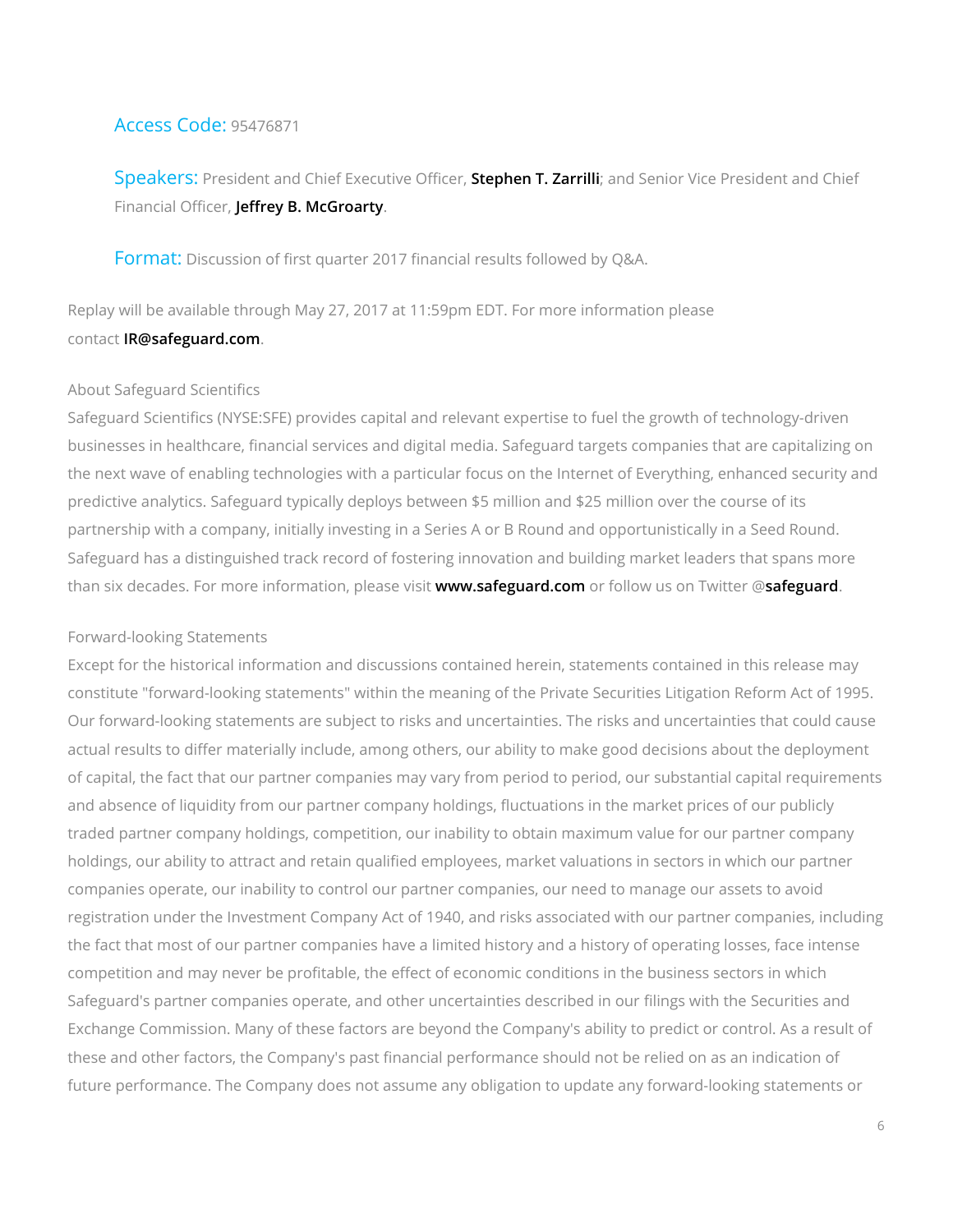**Access Code:** 95476871

**Speakers:** President and Chief Executive Officer, **Stephen T. Zarrilli**; and Senior Vice President and Chief Financial Officer, **Jeffrey B. McGroarty**.

**Format:** Discussion of first quarter 2017 financial results followed by Q&A.

Replay will be available through May 27, 2017 at 11:59pm EDT. For more information please contact **IR@safeguard.com**.

About Safeguard Scientifics

Safeguard Scientifics (NYSE:SFE) provides capital and relevant expertise to fuel the growth of technology-driven businesses in healthcare, financial services and digital media. Safeguard targets companies that are capitalizing on the next wave of enabling technologies with a particular focus on the Internet of Everything, enhanced security and predictive analytics. Safeguard typically deploys between $5 million and $25 million over the course of its partnership with a company, initially investing in a Series A or B Round and opportunistically in a Seed Round. Safeguard has a distinguished track record of fostering innovation and building market leaders that spans more than six decades. For more information, please visit **www.safeguard.com** or follow us on Twitter @**safeguard**.

Forward-looking Statements

Except for the historical information and discussions contained herein, statements contained in this release may constitute "forward-looking statements" within the meaning of the Private Securities Litigation Reform Act of 1995. Our forward-looking statements are subject to risks and uncertainties. The risks and uncertainties that could cause actual results to differ materially include, among others, our ability to make good decisions about the deployment of capital, the fact that our partner companies may vary from period to period, our substantial capital requirements and absence of liquidity from our partner company holdings, fluctuations in the market prices of our publicly traded partner company holdings, competition, our inability to obtain maximum value for our partner company holdings, our ability to attract and retain qualified employees, market valuations in sectors in which our partner companies operate, our inability to control our partner companies, our need to manage our assets to avoid registration under the Investment Company Act of 1940, and risks associated with our partner companies, including the fact that most of our partner companies have a limited history and a history of operating losses, face intense competition and may never be profitable, the effect of economic conditions in the business sectors in which Safeguard's partner companies operate, and other uncertainties described in our filings with the Securities and Exchange Commission. Many of these factors are beyond the Company's ability to predict or control. As a result of these and other factors, the Company's past financial performance should not be relied on as an indication of future performance. The Company does not assume any obligation to update any forward-looking statements or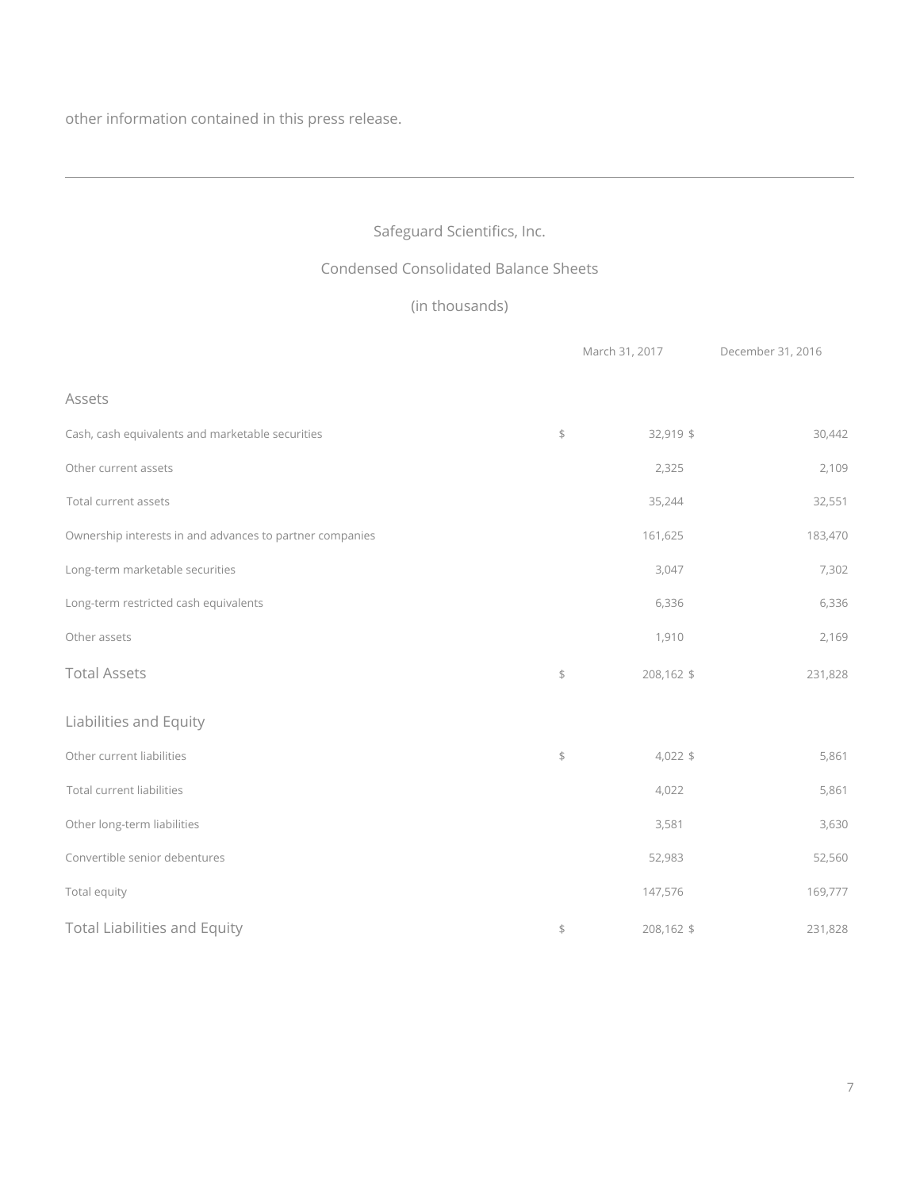other information contained in this press release.

---

Safeguard Scientifics, Inc.

Condensed Consolidated Balance Sheets

(in thousands)

| | March 31, 2017 | December 31, 2016 |
|---|---|---|
| **Assets** | | |
| Cash, cash equivalents and marketable securities | $ 32,919 | $ 30,442 |
| Other current assets | 2,325 | 2,109 |
| Total current assets | 35,244 | 32,551 |
| Ownership interests in and advances to partner companies | 161,625 | 183,470 |
| Long-term marketable securities | 3,047 | 7,302 |
| Long-term restricted cash equivalents | 6,336 | 6,336 |
| Other assets | 1,910 | 2,169 |
| **Total Assets** | $ 208,162 | $ 231,828 |
| **Liabilities and Equity** | | |
| Other current liabilities | $ 4,022 | $ 5,861 |
| Total current liabilities | 4,022 | 5,861 |
| Other long-term liabilities | 3,581 | 3,630 |
| Convertible senior debentures | 52,983 | 52,560 |
| Total equity | 147,576 | 169,777 |
| **Total Liabilities and Equity** | $ 208,162 | $ 231,828 |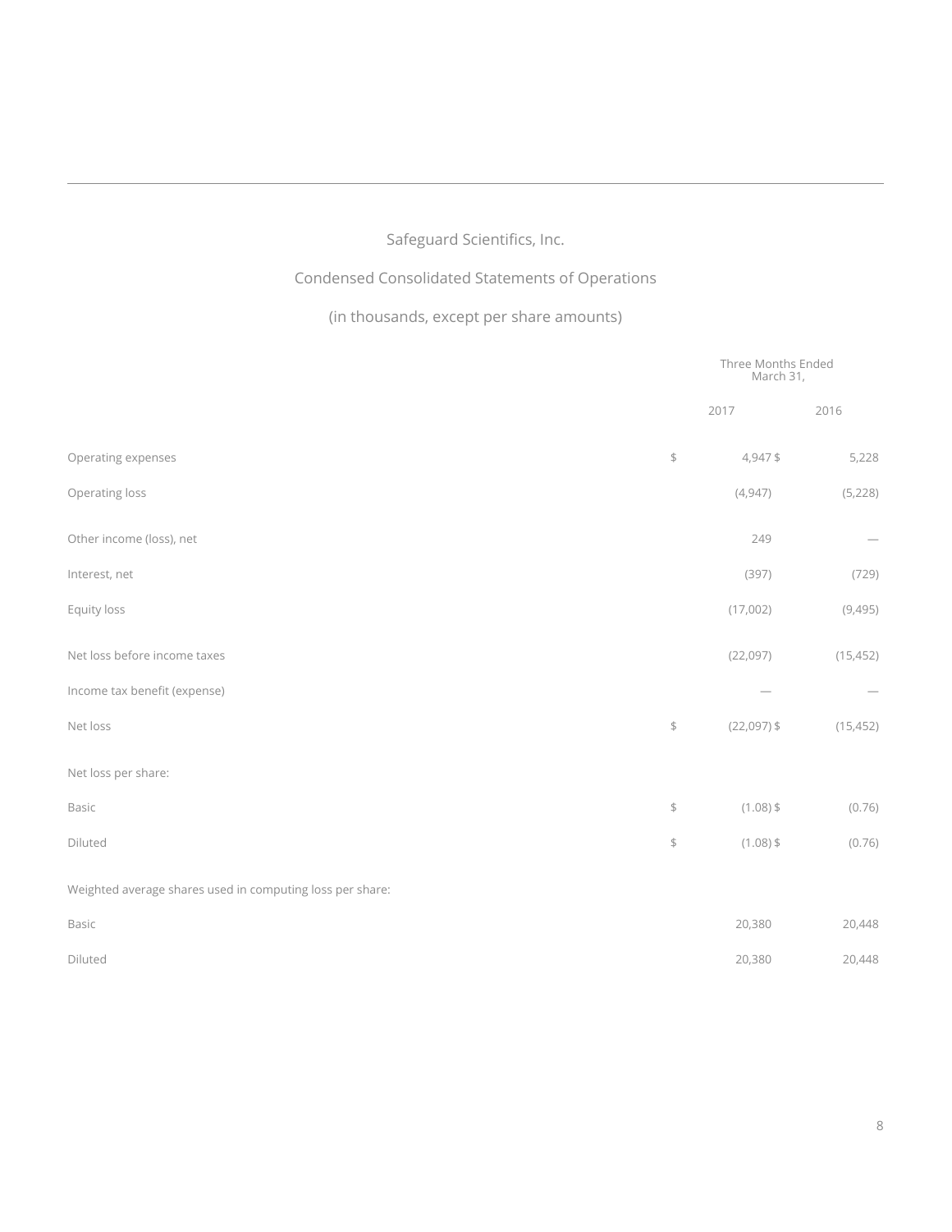Safeguard Scientifics, Inc.

Condensed Consolidated Statements of Operations

(in thousands, except per share amounts)

| | Three Months Ended March 31, | |
|---|---|---|
| | 2017 | 2016 |
| Operating expenses | $ 4,947 | $ 5,228 |
| Operating loss | (4,947) | (5,228) |
| Other income (loss), net | 249 | — |
| Interest, net | (397) | (729) |
| Equity loss | (17,002) | (9,495) |
| Net loss before income taxes | (22,097) | (15,452) |
| Income tax benefit (expense) | — | — |
| Net loss | $ (22,097) | $ (15,452) |
| Net loss per share: | | |
| Basic | $ (1.08) | $ (0.76) |
| Diluted | $ (1.08) | $ (0.76) |
| Weighted average shares used in computing loss per share: | | |
| Basic | 20,380 | 20,448 |
| Diluted | 20,380 | 20,448 |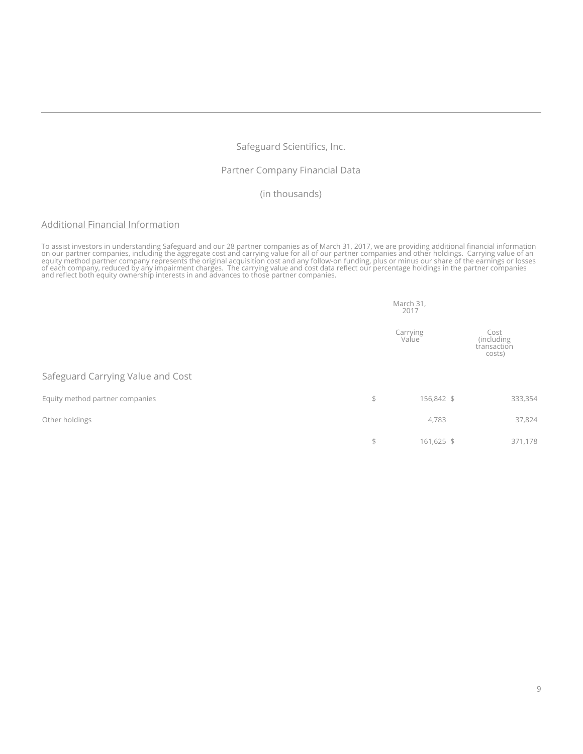Safeguard Scientifics, Inc.

Partner Company Financial Data

(in thousands)

## Additional Financial Information

To assist investors in understanding Safeguard and our 28 partner companies as of March 31, 2017, we are providing additional financial information on our partner companies, including the aggregate cost and carrying value for all of our partner companies and other holdings. Carrying value of an equity method partner company represents the original acquisition cost and any follow-on funding, plus or minus our share of the earnings or losses of each company, reduced by any impairment charges. The carrying value and cost data reflect our percentage holdings in the partner companies and reflect both equity ownership interests in and advances to those partner companies.

| | March 31, 2017 | |
|---|---|---|
| | Carrying Value | Cost (including transaction costs) |
| **Safeguard Carrying Value and Cost** | | |
| Equity method partner companies | $ 156,842 | $ 333,354 |
| Other holdings | 4,783 | 37,824 |
| | $ 161,625 | $ 371,178 |